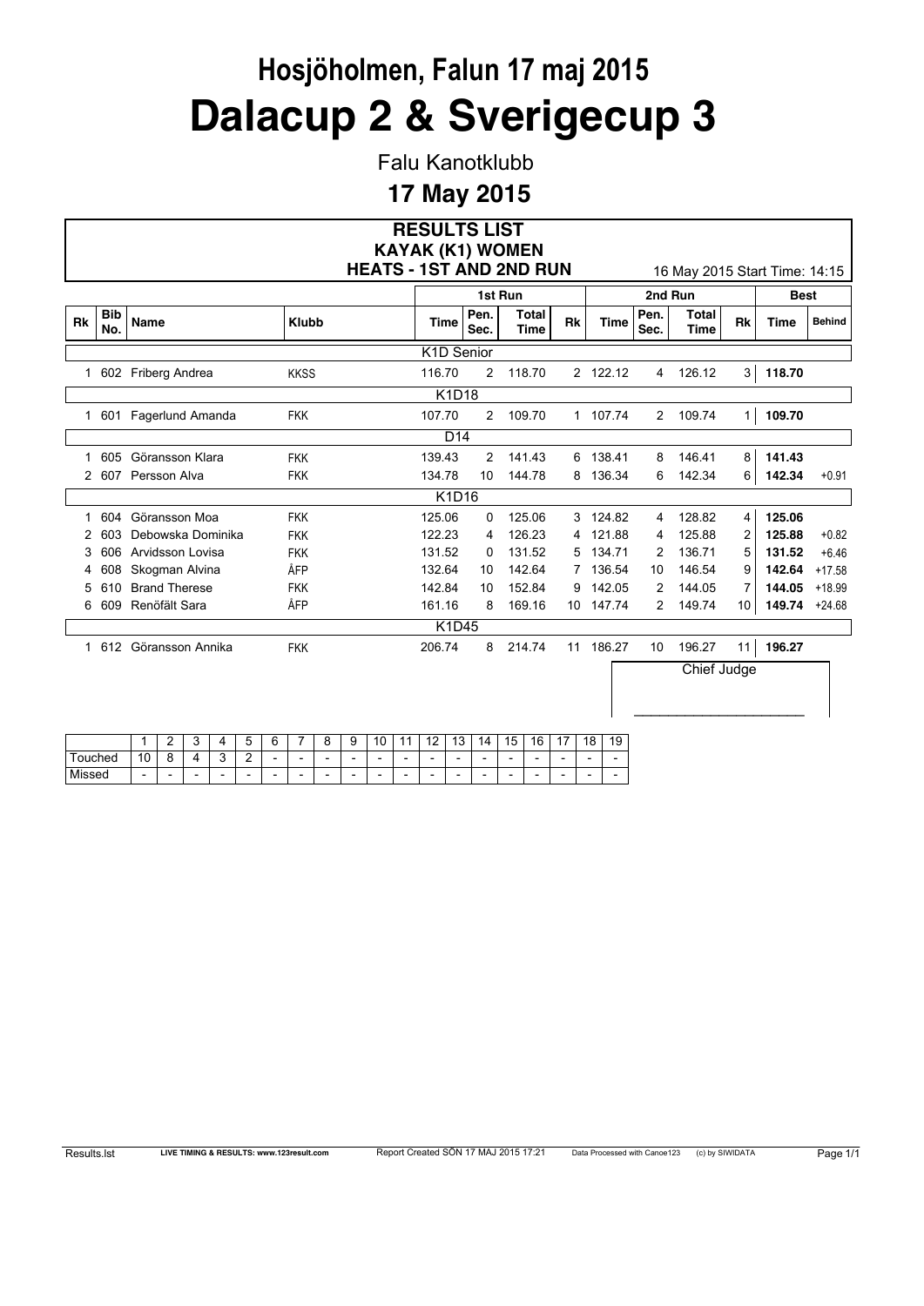# Hosjöholmen, Falun 17 maj 2015

# Dalacup 2 & Sverigecup 3

Falu Kanotklubb

**17 May 2015**

## RESULTS LIST
### KAYAK (K1) WOMEN
### HEATS - 1ST AND 2ND RUN

16 May 2015 Start Time: 14:15

| | | | | 1st Run | | | | 2nd Run | | | | Best | |
|---|---|---|---|---|---|---|---|---|---|---|---|---|---|
| Rk | Bib No. | Name | Klubb | Time | Pen. Sec. | Total Time | Rk | Time | Pen. Sec. | Total Time | Rk | Time | Behind |
| | | | | **K1D Senior** | | | | | | | | | |
| 1 | 602 | Friberg Andrea | KKSS | 116.70 | 2 | 118.70 | 2 | 122.12 | 4 | 126.12 | 3 | **118.70** | |
| | | | | **K1D18** | | | | | | | | | |
| 1 | 601 | Fagerlund Amanda | FKK | 107.70 | 2 | 109.70 | 1 | 107.74 | 2 | 109.74 | 1 | **109.70** | |
| | | | | **D14** | | | | | | | | | |
| 1 | 605 | Göransson Klara | FKK | 139.43 | 2 | 141.43 | 6 | 138.41 | 8 | 146.41 | 8 | **141.43** | |
| 2 | 607 | Persson Alva | FKK | 134.78 | 10 | 144.78 | 8 | 136.34 | 6 | 142.34 | 6 | **142.34** | +0.91 |
| | | | | **K1D16** | | | | | | | | | |
| 1 | 604 | Göransson Moa | FKK | 125.06 | 0 | 125.06 | 3 | 124.82 | 4 | 128.82 | 4 | **125.06** | |
| 2 | 603 | Debowska Dominika | FKK | 122.23 | 4 | 126.23 | 4 | 121.88 | 4 | 125.88 | 2 | **125.88** | +0.82 |
| 3 | 606 | Arvidsson Lovisa | FKK | 131.52 | 0 | 131.52 | 5 | 134.71 | 2 | 136.71 | 5 | **131.52** | +6.46 |
| 4 | 608 | Skogman Alvina | ÅFP | 132.64 | 10 | 142.64 | 7 | 136.54 | 10 | 146.54 | 9 | **142.64** | +17.58 |
| 5 | 610 | Brand Therese | FKK | 142.84 | 10 | 152.84 | 9 | 142.05 | 2 | 144.05 | 7 | **144.05** | +18.99 |
| 6 | 609 | Renöfält Sara | ÅFP | 161.16 | 8 | 169.16 | 10 | 147.74 | 2 | 149.74 | 10 | **149.74** | +24.68 |
| | | | | **K1D45** | | | | | | | | | |
| 1 | 612 | Göransson Annika | FKK | 206.74 | 8 | 214.74 | 11 | 186.27 | 10 | 196.27 | 11 | **196.27** | |

Chief Judge

\_\_\_\_\_\_\_\_\_\_\_\_\_\_\_\_\_\_\_\_\_\_

| | 1 | 2 | 3 | 4 | 5 | 6 | 7 | 8 | 9 | 10 | 11 | 12 | 13 | 14 | 15 | 16 | 17 | 18 | 19 |
|---|---|---|---|---|---|---|---|---|---|---|---|---|---|---|---|---|---|---|---|
| Touched | 10 | 8 | 4 | 3 | 2 | - | - | - | - | - | - | - | - | - | - | - | - | - | - |
| Missed | - | - | - | - | - | - | - | - | - | - | - | - | - | - | - | - | - | - | - |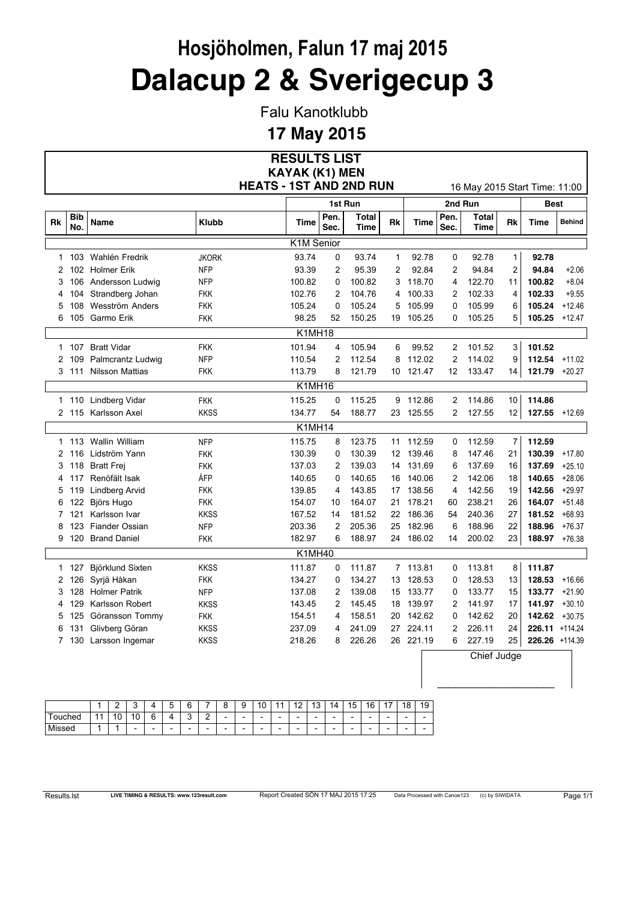# Hosjöholmen, Falun 17 maj 2015

# Dalacup 2 & Sverigecup 3

Falu Kanotklubb

**17 May 2015**

## RESULTS LIST
## KAYAK (K1) MEN
## HEATS - 1ST AND 2ND RUN

16 May 2015 Start Time: 11:00

| | | | | 1st Run | | | | 2nd Run | | | | Best | |
|---|---|---|---|---|---|---|---|---|---|---|---|---|---|
| **Rk** | **Bib No.** | **Name** | **Klubb** | **Time** | **Pen. Sec.** | **Total Time** | **Rk** | **Time** | **Pen. Sec.** | **Total Time** | **Rk** | **Time** | **Behind** |
| | | | | **K1M Senior** | | | | | | | | | |
| 1 | 103 | Wahlén Fredrik | JKORK | 93.74 | 0 | 93.74 | 1 | 92.78 | 0 | 92.78 | 1 | **92.78** | |
| 2 | 102 | Holmer Erik | NFP | 93.39 | 2 | 95.39 | 2 | 92.84 | 2 | 94.84 | 2 | **94.84** | +2.06 |
| 3 | 106 | Andersson Ludwig | NFP | 100.82 | 0 | 100.82 | 3 | 118.70 | 4 | 122.70 | 11 | **100.82** | +8.04 |
| 4 | 104 | Strandberg Johan | FKK | 102.76 | 2 | 104.76 | 4 | 100.33 | 2 | 102.33 | 4 | **102.33** | +9.55 |
| 5 | 108 | Wesström Anders | FKK | 105.24 | 0 | 105.24 | 5 | 105.99 | 0 | 105.99 | 6 | **105.24** | +12.46 |
| 6 | 105 | Garmo Erik | FKK | 98.25 | 52 | 150.25 | 19 | 105.25 | 0 | 105.25 | 5 | **105.25** | +12.47 |
| | | | | **K1MH18** | | | | | | | | | |
| 1 | 107 | Bratt Vidar | FKK | 101.94 | 4 | 105.94 | 6 | 99.52 | 2 | 101.52 | 3 | **101.52** | |
| 2 | 109 | Palmcrantz Ludwig | NFP | 110.54 | 2 | 112.54 | 8 | 112.02 | 2 | 114.02 | 9 | **112.54** | +11.02 |
| 3 | 111 | Nilsson Mattias | FKK | 113.79 | 8 | 121.79 | 10 | 121.47 | 12 | 133.47 | 14 | **121.79** | +20.27 |
| | | | | **K1MH16** | | | | | | | | | |
| 1 | 110 | Lindberg Vidar | FKK | 115.25 | 0 | 115.25 | 9 | 112.86 | 2 | 114.86 | 10 | **114.86** | |
| 2 | 115 | Karlsson Axel | KKSS | 134.77 | 54 | 188.77 | 23 | 125.55 | 2 | 127.55 | 12 | **127.55** | +12.69 |
| | | | | **K1MH14** | | | | | | | | | |
| 1 | 113 | Wallin William | NFP | 115.75 | 8 | 123.75 | 11 | 112.59 | 0 | 112.59 | 7 | **112.59** | |
| 2 | 116 | Lidström Yann | FKK | 130.39 | 0 | 130.39 | 12 | 139.46 | 8 | 147.46 | 21 | **130.39** | +17.80 |
| 3 | 118 | Bratt Frej | FKK | 137.03 | 2 | 139.03 | 14 | 131.69 | 6 | 137.69 | 16 | **137.69** | +25.10 |
| 4 | 117 | Renöfält Isak | ÅFP | 140.65 | 0 | 140.65 | 16 | 140.06 | 2 | 142.06 | 18 | **140.65** | +28.06 |
| 5 | 119 | Lindberg Arvid | FKK | 139.85 | 4 | 143.85 | 17 | 138.56 | 4 | 142.56 | 19 | **142.56** | +29.97 |
| 6 | 122 | Björs Hugo | FKK | 154.07 | 10 | 164.07 | 21 | 178.21 | 60 | 238.21 | 26 | **164.07** | +51.48 |
| 7 | 121 | Karlsson Ivar | KKSS | 167.52 | 14 | 181.52 | 22 | 186.36 | 54 | 240.36 | 27 | **181.52** | +68.93 |
| 8 | 123 | Fiander Ossian | NFP | 203.36 | 2 | 205.36 | 25 | 182.96 | 6 | 188.96 | 22 | **188.96** | +76.37 |
| 9 | 120 | Brand Daniel | FKK | 182.97 | 6 | 188.97 | 24 | 186.02 | 14 | 200.02 | 23 | **188.97** | +76.38 |
| | | | | **K1MH40** | | | | | | | | | |
| 1 | 127 | Björklund Sixten | KKSS | 111.87 | 0 | 111.87 | 7 | 113.81 | 0 | 113.81 | 8 | **111.87** | |
| 2 | 126 | Syrjä Håkan | FKK | 134.27 | 0 | 134.27 | 13 | 128.53 | 0 | 128.53 | 13 | **128.53** | +16.66 |
| 3 | 128 | Holmer Patrik | NFP | 137.08 | 2 | 139.08 | 15 | 133.77 | 0 | 133.77 | 15 | **133.77** | +21.90 |
| 4 | 129 | Karlsson Robert | KKSS | 143.45 | 2 | 145.45 | 18 | 139.97 | 2 | 141.97 | 17 | **141.97** | +30.10 |
| 5 | 125 | Göransson Tommy | FKK | 154.51 | 4 | 158.51 | 20 | 142.62 | 0 | 142.62 | 20 | **142.62** | +30.75 |
| 6 | 131 | Glivberg Göran | KKSS | 237.09 | 4 | 241.09 | 27 | 224.11 | 2 | 226.11 | 24 | **226.11** | +114.24 |
| 7 | 130 | Larsson Ingemar | KKSS | 218.26 | 8 | 226.26 | 26 | 221.19 | 6 | 227.19 | 25 | **226.26** | +114.39 |

Chief Judge

______________________

| | 1 | 2 | 3 | 4 | 5 | 6 | 7 | 8 | 9 | 10 | 11 | 12 | 13 | 14 | 15 | 16 | 17 | 18 | 19 |
|---|---|---|---|---|---|---|---|---|---|---|---|---|---|---|---|---|---|---|---|
| Touched | 11 | 10 | 10 | 6 | 4 | 3 | 2 | - | - | - | - | - | - | - | - | - | - | - | - |
| Missed | 1 | 1 | - | - | - | - | - | - | - | - | - | - | - | - | - | - | - | - | - |

Results.lst LIVE TIMING & RESULTS: www.123result.com Report Created SÖN 17 MAJ 2015 17:25 Data Processed with Canoe123 (c) by SIWIDATA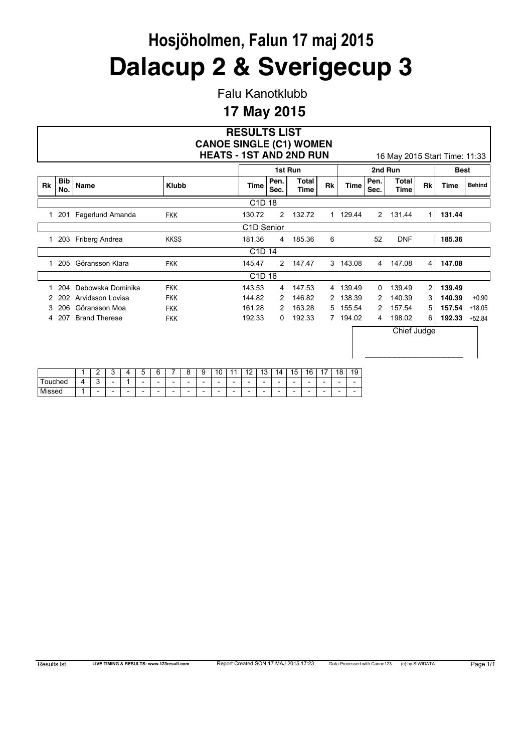# Hosjöholmen, Falun 17 maj 2015

# Dalacup 2 & Sverigecup 3

Falu Kanotklubb

## 17 May 2015

### RESULTS LIST
### CANOE SINGLE (C1) WOMEN
### HEATS - 1ST AND 2ND RUN

16 May 2015 Start Time: 11:33

| | | | | 1st Run | | | | 2nd Run | | | | Best | |
|---|---|---|---|---|---|---|---|---|---|---|---|---|---|
| Rk | Bib No. | Name | Klubb | Time | Pen. Sec. | Total Time | Rk | Time | Pen. Sec. | Total Time | Rk | Time | Behind |
| | | | | C1D 18 | | | | | | | | | |
| 1 | 201 | Fagerlund Amanda | FKK | 130.72 | 2 | 132.72 | 1 | 129.44 | 2 | 131.44 | 1 | **131.44** | |
| | | | | C1D Senior | | | | | | | | | |
| 1 | 203 | Friberg Andrea | KKSS | 181.36 | 4 | 185.36 | 6 | | 52 | DNF | | **185.36** | |
| | | | | C1D 14 | | | | | | | | | |
| 1 | 205 | Göransson Klara | FKK | 145.47 | 2 | 147.47 | 3 | 143.08 | 4 | 147.08 | 4 | **147.08** | |
| | | | | C1D 16 | | | | | | | | | |
| 1 | 204 | Debowska Dominika | FKK | 143.53 | 4 | 147.53 | 4 | 139.49 | 0 | 139.49 | 2 | **139.49** | |
| 2 | 202 | Arvidsson Lovisa | FKK | 144.82 | 2 | 146.82 | 2 | 138.39 | 2 | 140.39 | 3 | **140.39** | +0.90 |
| 3 | 206 | Göransson Moa | FKK | 161.28 | 2 | 163.28 | 5 | 155.54 | 2 | 157.54 | 5 | **157.54** | +18.05 |
| 4 | 207 | Brand Therese | FKK | 192.33 | 0 | 192.33 | 7 | 194.02 | 4 | 198.02 | 6 | **192.33** | +52.84 |

Chief Judge

______________________

| | 1 | 2 | 3 | 4 | 5 | 6 | 7 | 8 | 9 | 10 | 11 | 12 | 13 | 14 | 15 | 16 | 17 | 18 | 19 |
|---|---|---|---|---|---|---|---|---|---|---|---|---|---|---|---|---|---|---|---|
| Touched | 4 | 3 | - | 1 | - | - | - | - | - | - | - | - | - | - | - | - | - | - | - |
| Missed | 1 | - | - | - | - | - | - | - | - | - | - | - | - | - | - | - | - | - | - |

Results.lst LIVE TIMING & RESULTS: www.123result.com Report Created SÖN 17 MAJ 2015 17:23 Data Processed with Canoe123 (c) by SIWIDATA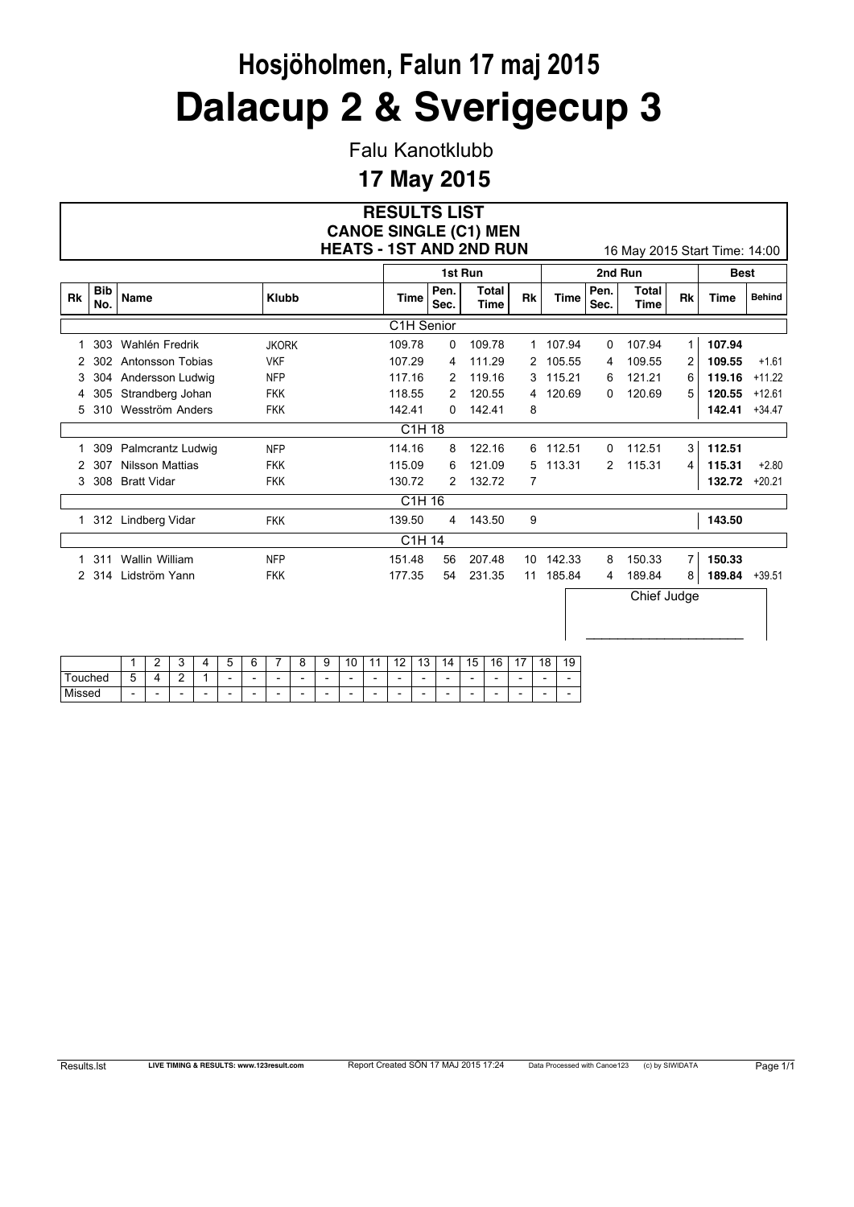# Hosjöholmen, Falun 17 maj 2015

# Dalacup 2 & Sverigecup 3

Falu Kanotklubb

**17 May 2015**

## RESULTS LIST
## CANOE SINGLE (C1) MEN
## HEATS - 1ST AND 2ND RUN

16 May 2015 Start Time: 14:00

| | | | | 1st Run | | | | 2nd Run | | | | Best | |
|---|---|---|---|---|---|---|---|---|---|---|---|---|---|
| Rk | Bib No. | Name | Klubb | Time | Pen. Sec. | Total Time | Rk | Time | Pen. Sec. | Total Time | Rk | Time | Behind |
| | | | | C1H Senior | | | | | | | | | |
| 1 | 303 | Wahlén Fredrik | JKORK | 109.78 | 0 | 109.78 | 1 | 107.94 | 0 | 107.94 | 1 | **107.94** | |
| 2 | 302 | Antonsson Tobias | VKF | 107.29 | 4 | 111.29 | 2 | 105.55 | 4 | 109.55 | 2 | **109.55** | +1.61 |
| 3 | 304 | Andersson Ludwig | NFP | 117.16 | 2 | 119.16 | 3 | 115.21 | 6 | 121.21 | 6 | **119.16** | +11.22 |
| 4 | 305 | Strandberg Johan | FKK | 118.55 | 2 | 120.55 | 4 | 120.69 | 0 | 120.69 | 5 | **120.55** | +12.61 |
| 5 | 310 | Wesström Anders | FKK | 142.41 | 0 | 142.41 | 8 | | | | | **142.41** | +34.47 |
| | | | | C1H 18 | | | | | | | | | |
| 1 | 309 | Palmcrantz Ludwig | NFP | 114.16 | 8 | 122.16 | 6 | 112.51 | 0 | 112.51 | 3 | **112.51** | |
| 2 | 307 | Nilsson Mattias | FKK | 115.09 | 6 | 121.09 | 5 | 113.31 | 2 | 115.31 | 4 | **115.31** | +2.80 |
| 3 | 308 | Bratt Vidar | FKK | 130.72 | 2 | 132.72 | 7 | | | | | **132.72** | +20.21 |
| | | | | C1H 16 | | | | | | | | | |
| 1 | 312 | Lindberg Vidar | FKK | 139.50 | 4 | 143.50 | 9 | | | | | **143.50** | |
| | | | | C1H 14 | | | | | | | | | |
| 1 | 311 | Wallin William | NFP | 151.48 | 56 | 207.48 | 10 | 142.33 | 8 | 150.33 | 7 | **150.33** | |
| 2 | 314 | Lidström Yann | FKK | 177.35 | 54 | 231.35 | 11 | 185.84 | 4 | 189.84 | 8 | **189.84** | +39.51 |

Chief Judge

______________________

| | 1 | 2 | 3 | 4 | 5 | 6 | 7 | 8 | 9 | 10 | 11 | 12 | 13 | 14 | 15 | 16 | 17 | 18 | 19 |
|---|---|---|---|---|---|---|---|---|---|---|---|---|---|---|---|---|---|---|---|
| Touched | 5 | 4 | 2 | 1 | - | - | - | - | - | - | - | - | - | - | - | - | - | - | - |
| Missed | - | - | - | - | - | - | - | - | - | - | - | - | - | - | - | - | - | - | - |

Results.lst LIVE TIMING & RESULTS: www.123result.com Report Created SÖN 17 MAJ 2015 17:24 Data Processed with Canoe123 (c) by SIWIDATA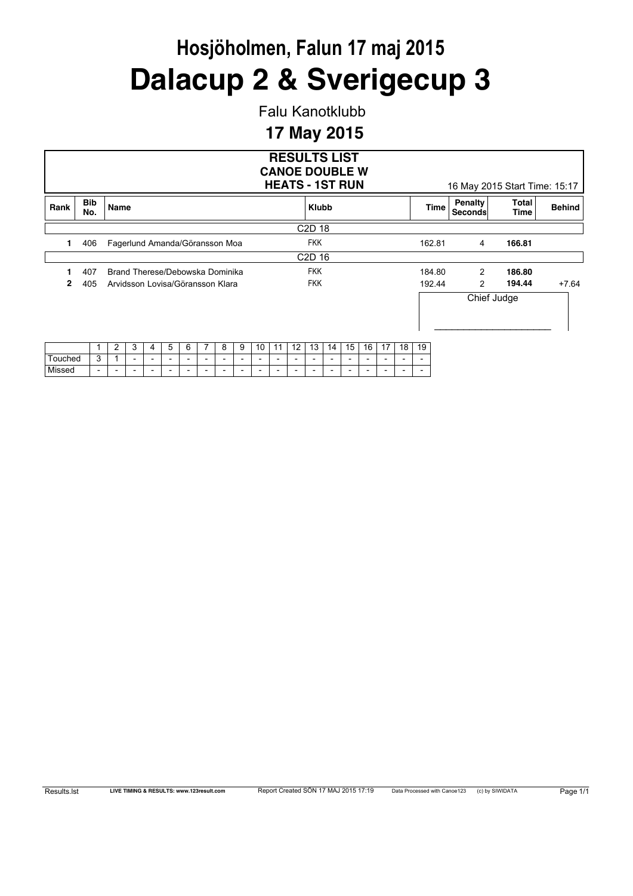# Hosjöholmen, Falun 17 maj 2015

# Dalacup 2 & Sverigecup 3

Falu Kanotklubb

## 17 May 2015

### RESULTS LIST
### CANOE DOUBLE W
### HEATS - 1ST RUN

16 May 2015 Start Time: 15:17

| Rank | Bib No. | Name | Klubb | Time | Penalty Seconds | Total Time | Behind |
|---|---|---|---|---|---|---|---|
| | | | C2D 18 | | | | |
| 1 | 406 | Fagerlund Amanda/Göransson Moa | FKK | 162.81 | 4 | **166.81** | |
| | | | C2D 16 | | | | |
| 1 | 407 | Brand Therese/Debowska Dominika | FKK | 184.80 | 2 | **186.80** | |
| 2 | 405 | Arvidsson Lovisa/Göransson Klara | FKK | 192.44 | 2 | **194.44** | +7.64 |

Chief Judge

______________________

| | 1 | 2 | 3 | 4 | 5 | 6 | 7 | 8 | 9 | 10 | 11 | 12 | 13 | 14 | 15 | 16 | 17 | 18 | 19 |
|---|---|---|---|---|---|---|---|---|---|---|---|---|---|---|---|---|---|---|---|
| Touched | 3 | 1 | - | - | - | - | - | - | - | - | - | - | - | - | - | - | - | - | - |
| Missed | - | - | - | - | - | - | - | - | - | - | - | - | - | - | - | - | - | - | - |

Results.lst LIVE TIMING & RESULTS: www.123result.com Report Created SÖN 17 MAJ 2015 17:19 Data Processed with Canoe123 (c) by SIWIDATA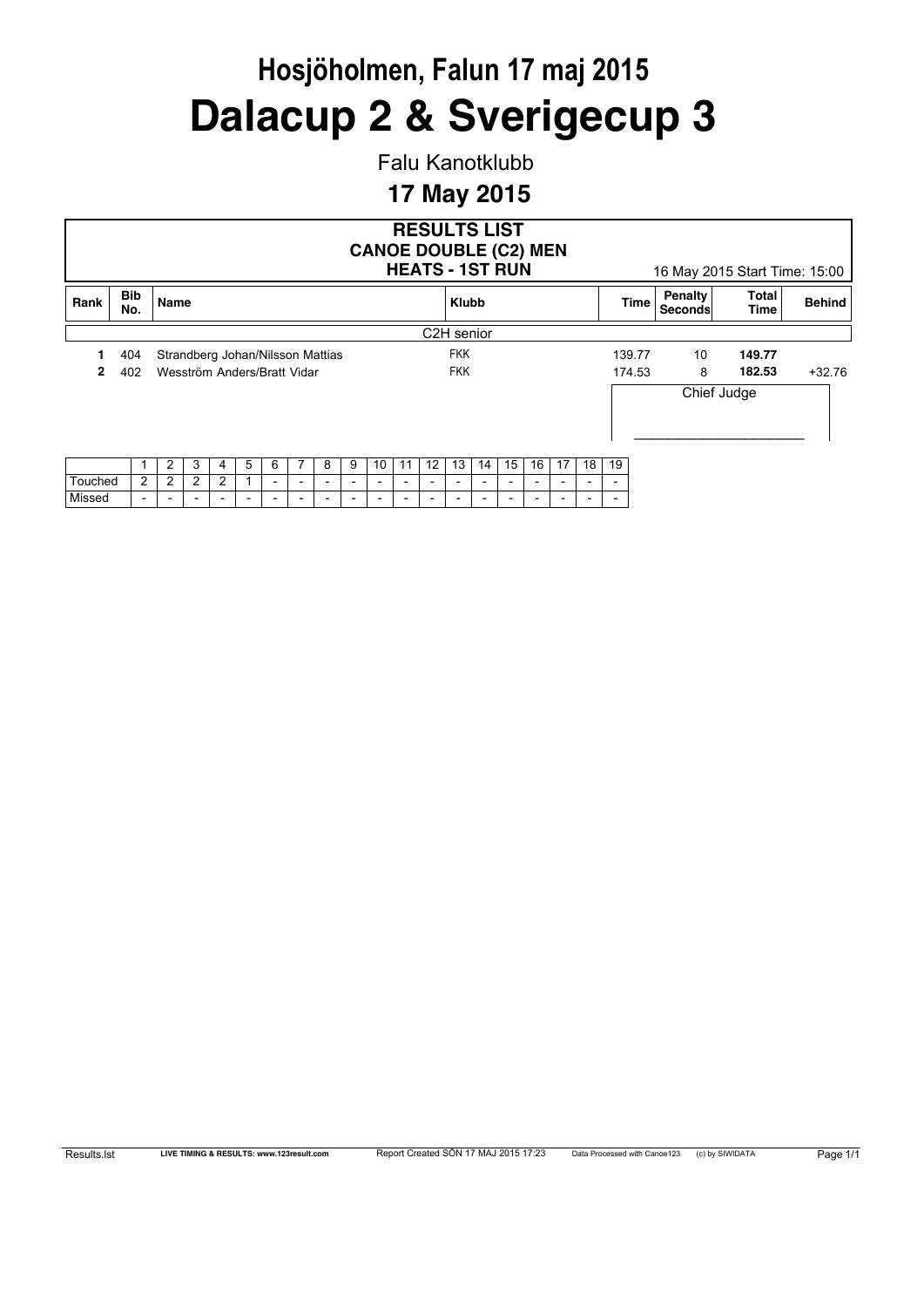# Hosjöholmen, Falun 17 maj 2015

# Dalacup 2 & Sverigecup 3

Falu Kanotklubb

## 17 May 2015

### RESULTS LIST
### CANOE DOUBLE (C2) MEN
### HEATS - 1ST RUN

16 May 2015 Start Time: 15:00

| Rank | Bib No. | Name | Klubb | Time | Penalty Seconds | Total Time | Behind |
|---|---|---|---|---|---|---|---|
| | | | C2H senior | | | | |
| 1 | 404 | Strandberg Johan/Nilsson Mattias | FKK | 139.77 | 10 | **149.77** | |
| 2 | 402 | Wesström Anders/Bratt Vidar | FKK | 174.53 | 8 | **182.53** | +32.76 |

Chief Judge

______________________

| | 1 | 2 | 3 | 4 | 5 | 6 | 7 | 8 | 9 | 10 | 11 | 12 | 13 | 14 | 15 | 16 | 17 | 18 | 19 |
|---|---|---|---|---|---|---|---|---|---|---|---|---|---|---|---|---|---|---|---|
| Touched | 2 | 2 | 2 | 2 | 1 | - | - | - | - | - | - | - | - | - | - | - | - | - | - |
| Missed | - | - | - | - | - | - | - | - | - | - | - | - | - | - | - | - | - | - | - |

Results.lst LIVE TIMING & RESULTS: www.123result.com Report Created SÖN 17 MAJ 2015 17:23 Data Processed with Canoe123 (c) by SIWIDATA